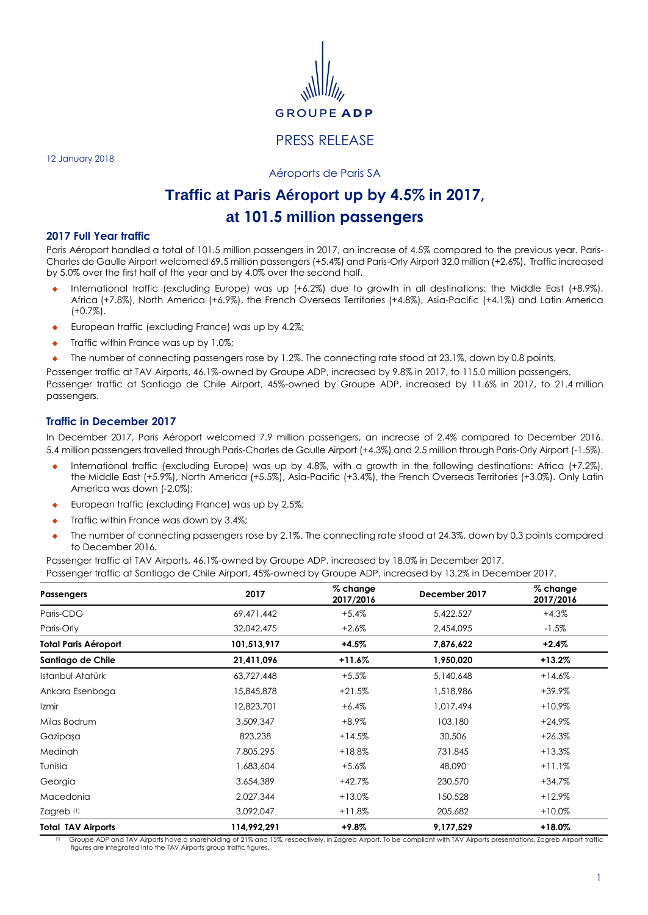GROUPE ADP

PRESS RELEASE

12 January 2018

Aéroports de Paris SA

# Traffic at Paris Aéroport up by 4.5% in 2017, at 101.5 million passengers

## 2017 Full Year traffic

Paris Aéroport handled a total of 101.5 million passengers in 2017, an increase of 4.5% compared to the previous year. Paris-Charles de Gaulle Airport welcomed 69.5 million passengers (+5.4%) and Paris-Orly Airport 32.0 million (+2.6%). Traffic increased by 5.0% over the first half of the year and by 4.0% over the second half.

- International traffic (excluding Europe) was up (+6.2%) due to growth in all destinations: the Middle East (+8.9%), Africa (+7.8%), North America (+6.9%), the French Overseas Territories (+4.8%), Asia-Pacific (+4.1%) and Latin America (+0.7%).
- European traffic (excluding France) was up by 4.2%;
- Traffic within France was up by 1.0%;
- The number of connecting passengers rose by 1.2%. The connecting rate stood at 23.1%, down by 0.8 points.

Passenger traffic at TAV Airports, 46.1%-owned by Groupe ADP, increased by 9.8% in 2017, to 115.0 million passengers.
Passenger traffic at Santiago de Chile Airport, 45%-owned by Groupe ADP, increased by 11.6% in 2017, to 21.4 million passengers.

## Traffic in December 2017

In December 2017, Paris Aéroport welcomed 7.9 million passengers, an increase of 2.4% compared to December 2016. 5.4 million passengers travelled through Paris-Charles de Gaulle Airport (+4.3%) and 2.5 million through Paris-Orly Airport (-1.5%).

- International traffic (excluding Europe) was up by 4.8%, with a growth in the following destinations: Africa (+7.2%), the Middle East (+5.9%), North America (+5.5%), Asia-Pacific (+3.4%), the French Overseas Territories (+3.0%). Only Latin America was down (-2.0%);
- European traffic (excluding France) was up by 2.5%;
- Traffic within France was down by 3.4%;
- The number of connecting passengers rose by 2.1%. The connecting rate stood at 24.3%, down by 0.3 points compared to December 2016.

Passenger traffic at TAV Airports, 46.1%-owned by Groupe ADP, increased by 18.0% in December 2017.
Passenger traffic at Santiago de Chile Airport, 45%-owned by Groupe ADP, increased by 13.2% in December 2017.

| Passengers | 2017 | % change 2017/2016 | December 2017 | % change 2017/2016 |
|---|---|---|---|---|
| Paris-CDG | 69,471,442 | +5.4% | 5,422,527 | +4.3% |
| Paris-Orly | 32,042,475 | +2.6% | 2,454,095 | -1.5% |
| **Total Paris Aéroport** | **101,513,917** | **+4.5%** | **7,876,622** | **+2.4%** |
| **Santiago de Chile** | **21,411,096** | **+11.6%** | **1,950,020** | **+13.2%** |
| Istanbul Atatürk | 63,727,448 | +5.5% | 5,140,648 | +14.6% |
| Ankara Esenboga | 15,845,878 | +21.5% | 1,518,986 | +39.9% |
| Izmir | 12,823,701 | +6.4% | 1,017,494 | +10.9% |
| Milas Bodrum | 3,509,347 | +8.9% | 103,180 | +24.9% |
| Gazipaşa | 823,238 | +14.5% | 30,506 | +26.3% |
| Medinah | 7,805,295 | +18.8% | 731,845 | +13.3% |
| Tunisia | 1,683,604 | +5.6% | 48,090 | +11.1% |
| Georgia | 3,654,389 | +42.7% | 230,570 | +34.7% |
| Macedonia | 2,027,344 | +13.0% | 150,528 | +12.9% |
| Zagreb [1] | 3,092,047 | +11.8% | 205,682 | +10.0% |
| **Total TAV Airports** | **114,992,291** | **+9.8%** | **9,177,529** | **+18.0%** |

[1] Groupe ADP and TAV Airports have,a shareholding of 21% and 15%, respectively, in Zagreb Airport. To be compliant with TAV Airports presentations, Zagreb Airport traffic figures are integrated into the TAV Airports group traffic figures.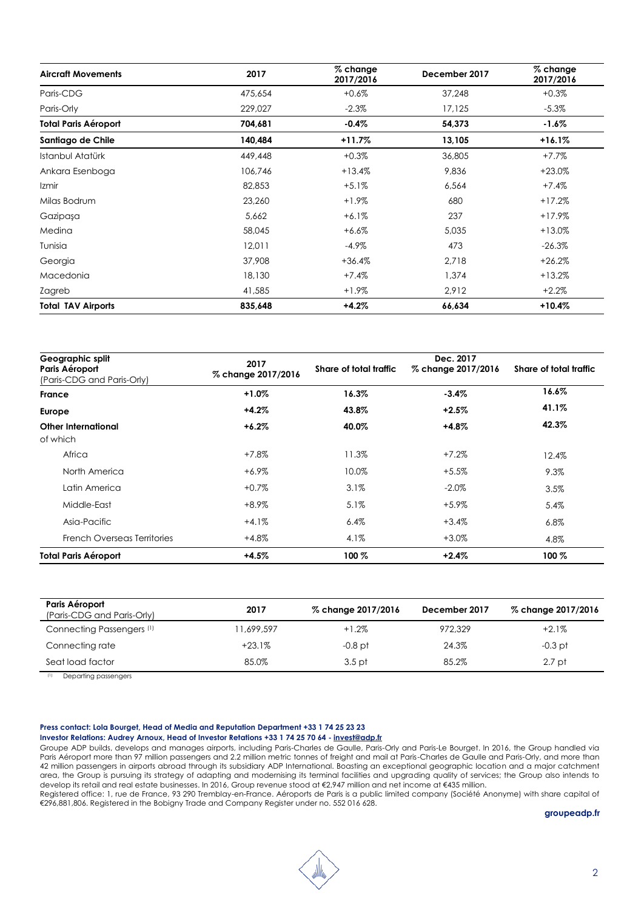| Aircraft Movements | 2017 | % change 2017/2016 | December 2017 | % change 2017/2016 |
|---|---|---|---|---|
| Paris-CDG | 475,654 | +0.6% | 37,248 | +0.3% |
| Paris-Orly | 229,027 | -2.3% | 17,125 | -5.3% |
| **Total Paris Aéroport** | **704,681** | **-0.4%** | **54,373** | **-1.6%** |
| **Santiago de Chile** | **140,484** | **+11.7%** | **13,105** | **+16.1%** |
| Istanbul Atatürk | 449,448 | +0.3% | 36,805 | +7.7% |
| Ankara Esenboga | 106,746 | +13.4% | 9,836 | +23.0% |
| Izmir | 82,853 | +5.1% | 6,564 | +7.4% |
| Milas Bodrum | 23,260 | +1.9% | 680 | +17.2% |
| Gazipaşa | 5,662 | +6.1% | 237 | +17.9% |
| Medina | 58,045 | +6.6% | 5,035 | +13.0% |
| Tunisia | 12,011 | -4.9% | 473 | -26.3% |
| Georgia | 37,908 | +36.4% | 2,718 | +26.2% |
| Macedonia | 18,130 | +7.4% | 1,374 | +13.2% |
| Zagreb | 41,585 | +1.9% | 2,912 | +2.2% |
| **Total TAV Airports** | **835,648** | **+4.2%** | **66,634** | **+10.4%** |

| Geographic split Paris Aéroport (Paris-CDG and Paris-Orly) | 2017 % change 2017/2016 | Share of total traffic | Dec. 2017 % change 2017/2016 | Share of total traffic |
|---|---|---|---|---|
| **France** | **+1.0%** | **16.3%** | **-3.4%** | **16.6%** |
| **Europe** | **+4.2%** | **43.8%** | **+2.5%** | **41.1%** |
| **Other International** | **+6.2%** | **40.0%** | **+4.8%** | **42.3%** |
| of which | | | | |
| Africa | +7.8% | 11.3% | +7.2% | 12.4% |
| North America | +6.9% | 10.0% | +5.5% | 9.3% |
| Latin America | +0.7% | 3.1% | -2.0% | 3.5% |
| Middle-East | +8.9% | 5.1% | +5.9% | 5.4% |
| Asia-Pacific | +4.1% | 6.4% | +3.4% | 6.8% |
| French Overseas Territories | +4.8% | 4.1% | +3.0% | 4.8% |
| **Total Paris Aéroport** | **+4.5%** | **100 %** | **+2.4%** | **100 %** |

| Paris Aéroport (Paris-CDG and Paris-Orly) | 2017 | % change 2017/2016 | December 2017 | % change 2017/2016 |
|---|---|---|---|---|
| Connecting Passengers [1] | 11,699,597 | +1.2% | 972,329 | +2.1% |
| Connecting rate | +23.1% | -0.8 pt | 24.3% | -0.3 pt |
| Seat load factor | 85.0% | 3.5 pt | 85.2% | 2.7 pt |

[1] Departing passengers

**Press contact: Lola Bourget, Head of Media and Reputation Department +33 1 74 25 23 23**
**Investor Relations: Audrey Arnoux, Head of Investor Relations +33 1 74 25 70 64 - invest@adp.fr**

Groupe ADP builds, develops and manages airports, including Paris-Charles de Gaulle, Paris-Orly and Paris-Le Bourget. In 2016, the Group handled via Paris Aéroport more than 97 million passengers and 2.2 million metric tonnes of freight and mail at Paris-Charles de Gaulle and Paris-Orly, and more than 42 million passengers in airports abroad through its subsidiary ADP International. Boasting an exceptional geographic location and a major catchment area, the Group is pursuing its strategy of adapting and modernising its terminal facilities and upgrading quality of services; the Group also intends to develop its retail and real estate businesses. In 2016, Group revenue stood at €2,947 million and net income at €435 million.
Registered office: 1, rue de France, 93 290 Tremblay-en-France. Aéroports de Paris is a public limited company (Société Anonyme) with share capital of €296,881,806. Registered in the Bobigny Trade and Company Register under no. 552 016 628.

**groupeadp.fr**